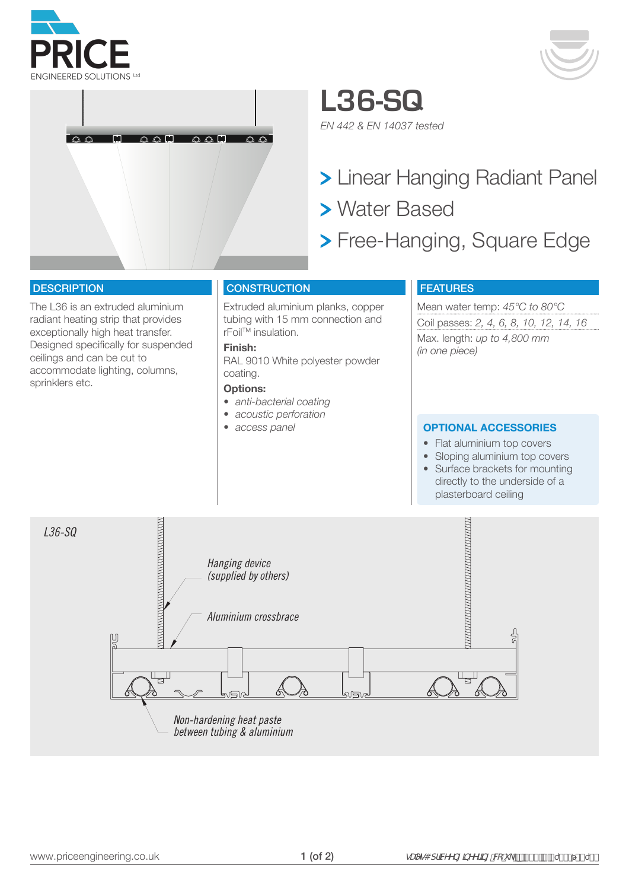PRICE
ENGINEERED SOLUTIONS Ltd

# L36-SQ

*EN 442 & EN 14037 tested*

> Linear Hanging Radiant Panel
> Water Based
> Free-Hanging, Square Edge

## DESCRIPTION

The L36 is an extruded aluminium radiant heating strip that provides exceptionally high heat transfer. Designed specifically for suspended ceilings and can be cut to accommodate lighting, columns, sprinklers etc.

## CONSTRUCTION

Extruded aluminium planks, copper tubing with 15 mm connection and rFoil™ insulation.

**Finish:**

RAL 9010 White polyester powder coating.

**Options:**

- *anti-bacterial coating*
- *acoustic perforation*
- *access panel*

## FEATURES

Mean water temp: *45°C to 80°C*

Coil passes: *2, 4, 6, 8, 10, 12, 14, 16*

Max. length: *up to 4,800 mm (in one piece)*

### OPTIONAL ACCESSORIES

- Flat aluminium top covers
- Sloping aluminium top covers
- Surface brackets for mounting directly to the underside of a plasterboard ceiling

*L36-SQ*

*Hanging device (supplied by others)*

*Aluminium crossbrace*

*Non-hardening heat paste between tubing & aluminium*

www.priceengineering.co.uk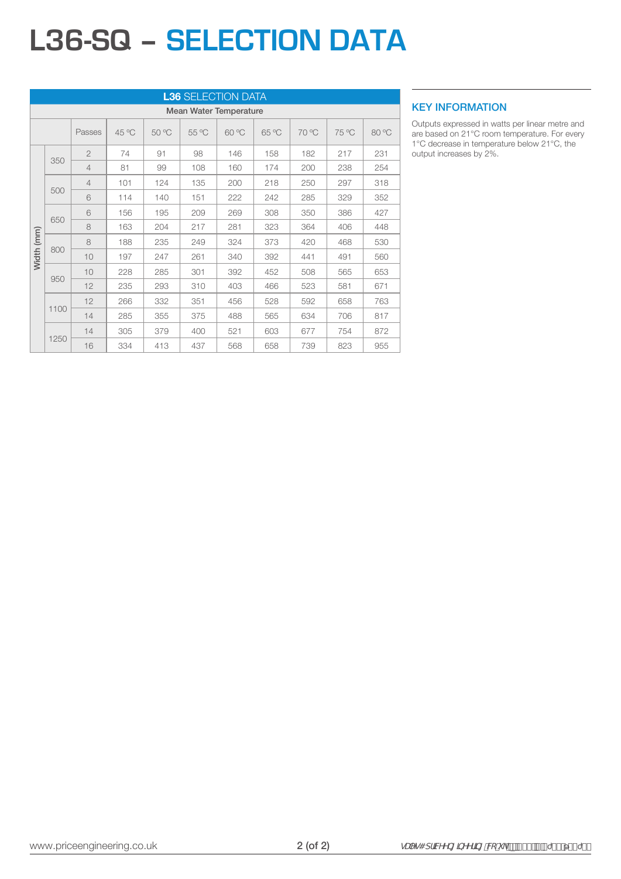# L36-SQ – SELECTION DATA

| L36 SELECTION DATA | | | | | | | | | |
|---|---|---|---|---|---|---|---|---|---|
| | | Mean Water Temperature | | | | | | | |
| | | Passes | 45 °C | 50 °C | 55 °C | 60 °C | 65 °C | 70 °C | 75 °C | 80 °C |
| Width (mm) | 350 | 2 | 74 | 91 | 98 | 146 | 158 | 182 | 217 | 231 |
| | | 4 | 81 | 99 | 108 | 160 | 174 | 200 | 238 | 254 |
| | 500 | 4 | 101 | 124 | 135 | 200 | 218 | 250 | 297 | 318 |
| | | 6 | 114 | 140 | 151 | 222 | 242 | 285 | 329 | 352 |
| | 650 | 6 | 156 | 195 | 209 | 269 | 308 | 350 | 386 | 427 |
| | | 8 | 163 | 204 | 217 | 281 | 323 | 364 | 406 | 448 |
| | 800 | 8 | 188 | 235 | 249 | 324 | 373 | 420 | 468 | 530 |
| | | 10 | 197 | 247 | 261 | 340 | 392 | 441 | 491 | 560 |
| | 950 | 10 | 228 | 285 | 301 | 392 | 452 | 508 | 565 | 653 |
| | | 12 | 235 | 293 | 310 | 403 | 466 | 523 | 581 | 671 |
| | 1100 | 12 | 266 | 332 | 351 | 456 | 528 | 592 | 658 | 763 |
| | | 14 | 285 | 355 | 375 | 488 | 565 | 634 | 706 | 817 |
| | 1250 | 14 | 305 | 379 | 400 | 521 | 603 | 677 | 754 | 872 |
| | | 16 | 334 | 413 | 437 | 568 | 658 | 739 | 823 | 955 |

## KEY INFORMATION

Outputs expressed in watts per linear metre and are based on 21°C room temperature. For every 1°C decrease in temperature below 21°C, the output increases by 2%.